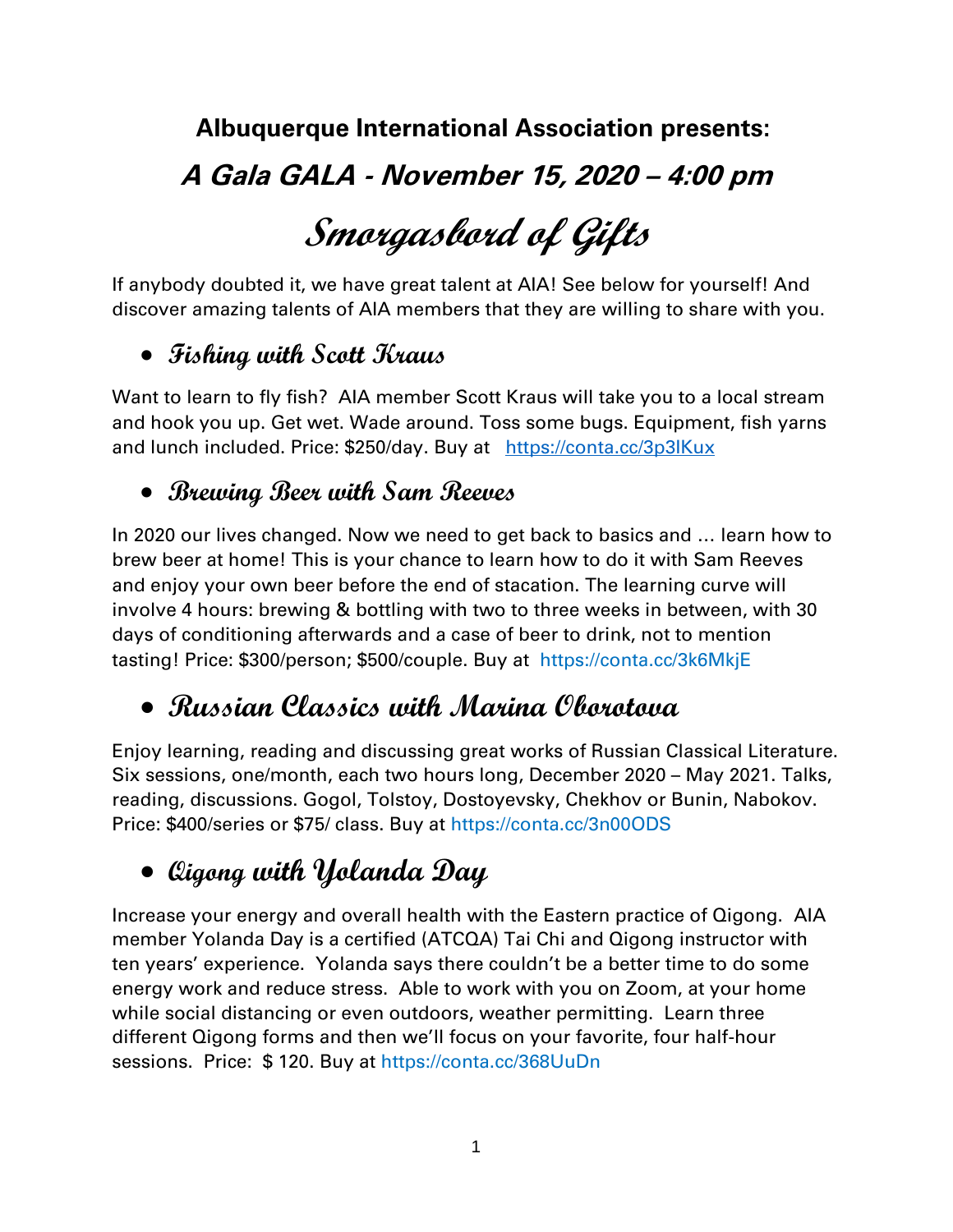## Albuquerque International Association presents:

## *A Gala GALA - November 15, 2020 – 4:00 pm*

# Smorgasbord of Gifts

If anybody doubted it, we have great talent at AIA! See below for yourself! And discover amazing talents of AIA members that they are willing to share with you.

- ### Fishing with Scott Kraus

Want to learn to fly fish? AIA member Scott Kraus will take you to a local stream and hook you up. Get wet. Wade around. Toss some bugs. Equipment, fish yarns and lunch included. Price: $250/day. Buy at https://conta.cc/3p3lKux

- ### Brewing Beer with Sam Reeves

In 2020 our lives changed. Now we need to get back to basics and … learn how to brew beer at home! This is your chance to learn how to do it with Sam Reeves and enjoy your own beer before the end of stacation. The learning curve will involve 4 hours: brewing & bottling with two to three weeks in between, with 30 days of conditioning afterwards and a case of beer to drink, not to mention tasting! Price: $300/person; $500/couple. Buy at https://conta.cc/3k6MkjE

- ### Russian Classics with Marina Oborotova

Enjoy learning, reading and discussing great works of Russian Classical Literature. Six sessions, one/month, each two hours long, December 2020 – May 2021. Talks, reading, discussions. Gogol, Tolstoy, Dostoyevsky, Chekhov or Bunin, Nabokov. Price: $400/series or $75/ class. Buy at https://conta.cc/3n00ODS

- ### Qigong with Yolanda Day

Increase your energy and overall health with the Eastern practice of Qigong. AIA member Yolanda Day is a certified (ATCQA) Tai Chi and Qigong instructor with ten years' experience. Yolanda says there couldn't be a better time to do some energy work and reduce stress. Able to work with you on Zoom, at your home while social distancing or even outdoors, weather permitting. Learn three different Qigong forms and then we'll focus on your favorite, four half-hour sessions. Price: $ 120. Buy at https://conta.cc/368UuDn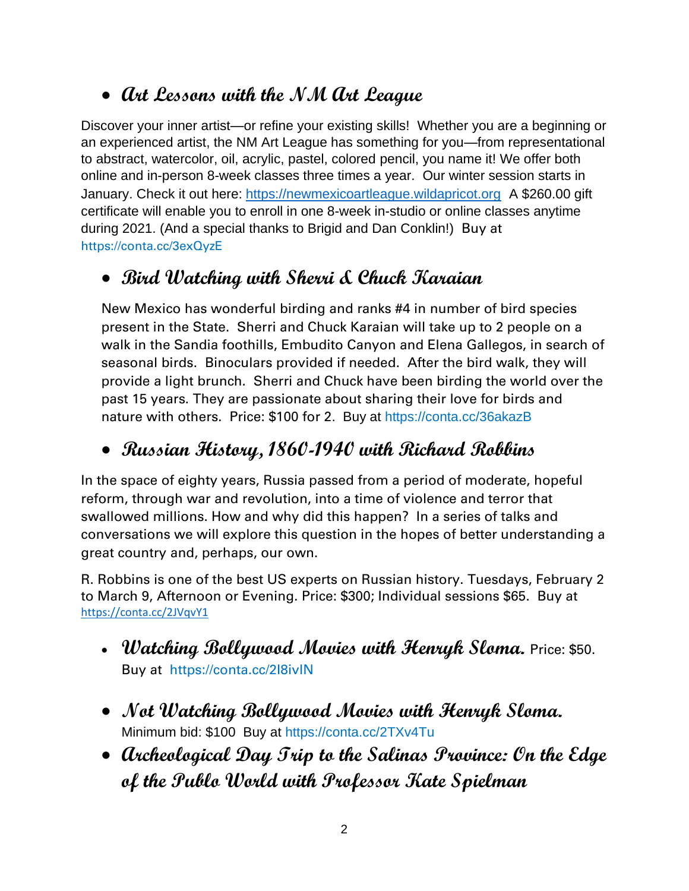- **Art Lessons with the NM Art League**

Discover your inner artist—or refine your existing skills! Whether you are a beginning or an experienced artist, the NM Art League has something for you—from representational to abstract, watercolor, oil, acrylic, pastel, colored pencil, you name it! We offer both online and in-person 8-week classes three times a year. Our winter session starts in January. Check it out here: https://newmexicoartleague.wildapricot.org A $260.00 gift certificate will enable you to enroll in one 8-week in-studio or online classes anytime during 2021. (And a special thanks to Brigid and Dan Conklin!) Buy at https://conta.cc/3exQyzE

- **Bird Watching with Sherri & Chuck Karaian**

New Mexico has wonderful birding and ranks #4 in number of bird species present in the State. Sherri and Chuck Karaian will take up to 2 people on a walk in the Sandia foothills, Embudito Canyon and Elena Gallegos, in search of seasonal birds. Binoculars provided if needed. After the bird walk, they will provide a light brunch. Sherri and Chuck have been birding the world over the past 15 years. They are passionate about sharing their love for birds and nature with others. Price: $100 for 2. Buy at https://conta.cc/36akazB

- **Russian History, 1860-1940 with Richard Robbins**

In the space of eighty years, Russia passed from a period of moderate, hopeful reform, through war and revolution, into a time of violence and terror that swallowed millions. How and why did this happen? In a series of talks and conversations we will explore this question in the hopes of better understanding a great country and, perhaps, our own.

R. Robbins is one of the best US experts on Russian history. Tuesdays, February 2 to March 9, Afternoon or Evening. Price: $300; Individual sessions $65. Buy at https://conta.cc/2JVqvY1

- **Watching Bollywood Movies with Henryk Sloma.** Price: $50. Buy at https://conta.cc/2l8ivlN

- **Not Watching Bollywood Movies with Henryk Sloma.** Minimum bid: $100 Buy at https://conta.cc/2TXv4Tu

- **Archeological Day Trip to the Salinas Province: On the Edge of the Pueblo World with Professor Kate Spielman**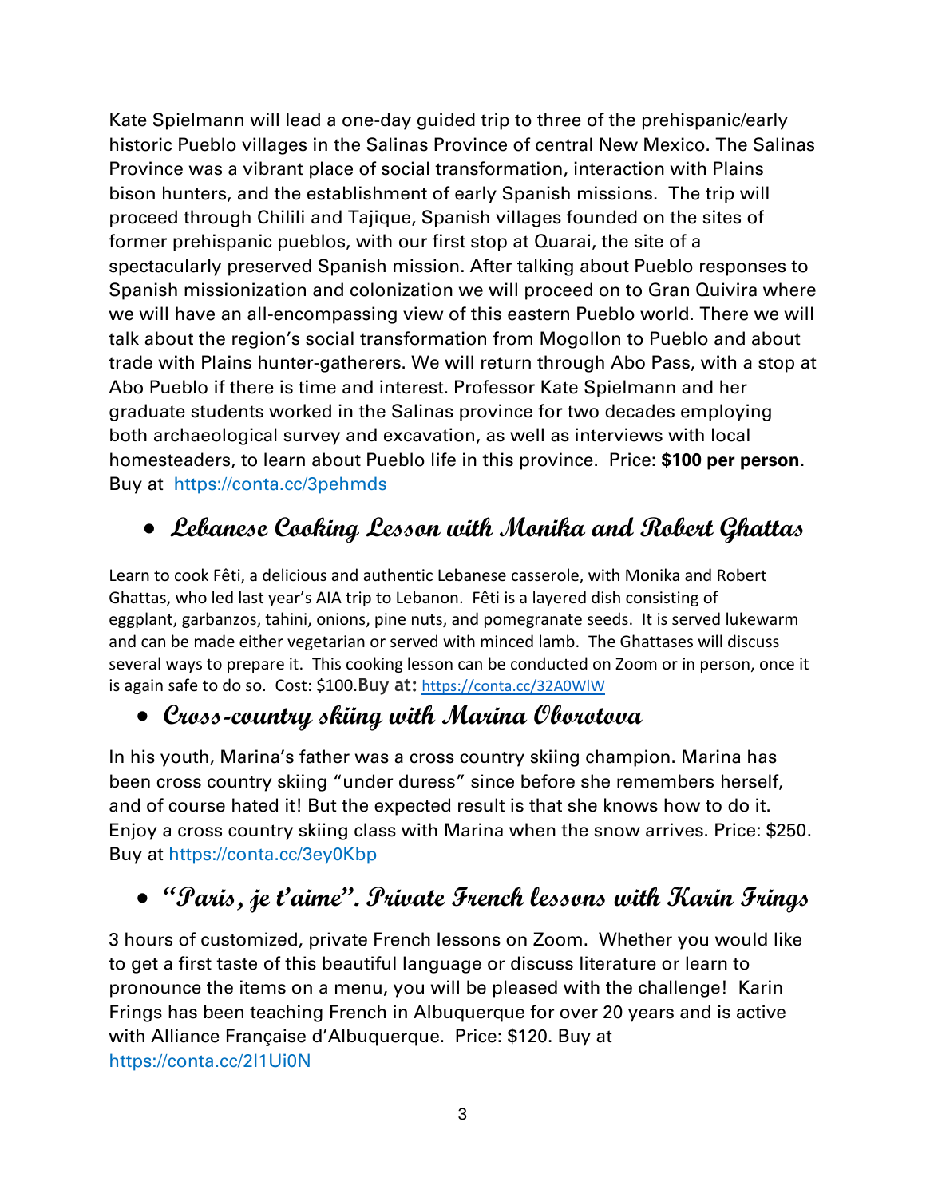Kate Spielmann will lead a one-day guided trip to three of the prehispanic/early historic Pueblo villages in the Salinas Province of central New Mexico. The Salinas Province was a vibrant place of social transformation, interaction with Plains bison hunters, and the establishment of early Spanish missions. The trip will proceed through Chilili and Tajique, Spanish villages founded on the sites of former prehispanic pueblos, with our first stop at Quarai, the site of a spectacularly preserved Spanish mission. After talking about Pueblo responses to Spanish missionization and colonization we will proceed on to Gran Quivira where we will have an all-encompassing view of this eastern Pueblo world. There we will talk about the region's social transformation from Mogollon to Pueblo and about trade with Plains hunter-gatherers. We will return through Abo Pass, with a stop at Abo Pueblo if there is time and interest. Professor Kate Spielmann and her graduate students worked in the Salinas province for two decades employing both archaeological survey and excavation, as well as interviews with local homesteaders, to learn about Pueblo life in this province. Price: **$100 per person**. Buy at https://conta.cc/3pehmds

- **Lebanese Cooking Lesson with Monika and Robert Ghattas**

Learn to cook Fêti, a delicious and authentic Lebanese casserole, with Monika and Robert Ghattas, who led last year's AIA trip to Lebanon. Fêti is a layered dish consisting of eggplant, garbanzos, tahini, onions, pine nuts, and pomegranate seeds. It is served lukewarm and can be made either vegetarian or served with minced lamb. The Ghattases will discuss several ways to prepare it. This cooking lesson can be conducted on Zoom or in person, once it is again safe to do so. Cost: $100. **Buy at:** https://conta.cc/32A0WlW

- **Cross-country skiing with Marina Oborotova**

In his youth, Marina's father was a cross country skiing champion. Marina has been cross country skiing "under duress" since before she remembers herself, and of course hated it! But the expected result is that she knows how to do it. Enjoy a cross country skiing class with Marina when the snow arrives. Price: $250. Buy at https://conta.cc/3ey0Kbp

- **"Paris, je t'aime". Private French lessons with Karin Frings**

3 hours of customized, private French lessons on Zoom. Whether you would like to get a first taste of this beautiful language or discuss literature or learn to pronounce the items on a menu, you will be pleased with the challenge! Karin Frings has been teaching French in Albuquerque for over 20 years and is active with Alliance Française d'Albuquerque. Price: $120. Buy at https://conta.cc/2I1Ui0N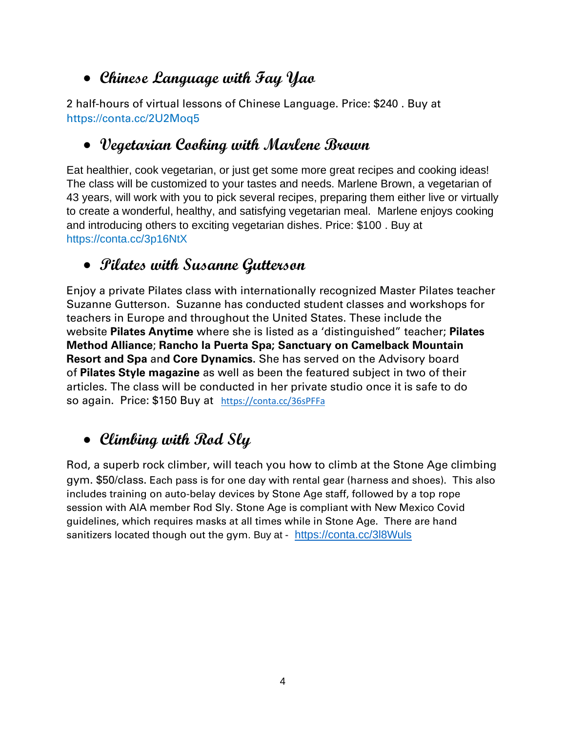- ***Chinese Language with Fay Yao***

2 half-hours of virtual lessons of Chinese Language. Price: $240 . Buy at https://conta.cc/2U2Moq5

- ***Vegetarian Cooking with Marlene Brown***

Eat healthier, cook vegetarian, or just get some more great recipes and cooking ideas! The class will be customized to your tastes and needs. Marlene Brown, a vegetarian of 43 years, will work with you to pick several recipes, preparing them either live or virtually to create a wonderful, healthy, and satisfying vegetarian meal. Marlene enjoys cooking and introducing others to exciting vegetarian dishes. Price: $100 . Buy at https://conta.cc/3p16NtX

- ***Pilates with Susanne Gutterson***

Enjoy a private Pilates class with internationally recognized Master Pilates teacher Suzanne Gutterson. Suzanne has conducted student classes and workshops for teachers in Europe and throughout the United States. These include the website **Pilates Anytime** where she is listed as a 'distinguished" teacher; **Pilates Method Alliance**; **Rancho la Puerta Spa; Sanctuary on Camelback Mountain Resort and Spa** and **Core Dynamics.** She has served on the Advisory board of **Pilates Style magazine** as well as been the featured subject in two of their articles. The class will be conducted in her private studio once it is safe to do so again. Price: $150 Buy at https://conta.cc/36sPFFa

- ***Climbing with Rod Sly***

Rod, a superb rock climber, will teach you how to climb at the Stone Age climbing gym. $50/class. Each pass is for one day with rental gear (harness and shoes). This also includes training on auto-belay devices by Stone Age staff, followed by a top rope session with AIA member Rod Sly. Stone Age is compliant with New Mexico Covid guidelines, which requires masks at all times while in Stone Age. There are hand sanitizers located though out the gym. Buy at - https://conta.cc/3l8Wuls